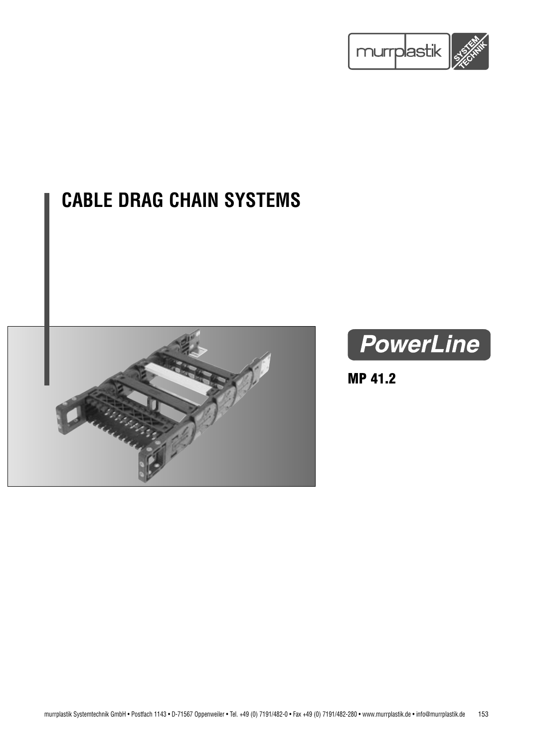# CABLE DRAG CHAIN SYSTEMS

## PowerLine

**MP 41.2**

murrplastik Systemtechnik GmbH • Postfach 1143 • D-71567 Oppenweiler • Tel. +49 (0) 7191/482-0 • Fax +49 (0) 7191/482-280 • www.murrplastik.de • info@murrplastik.de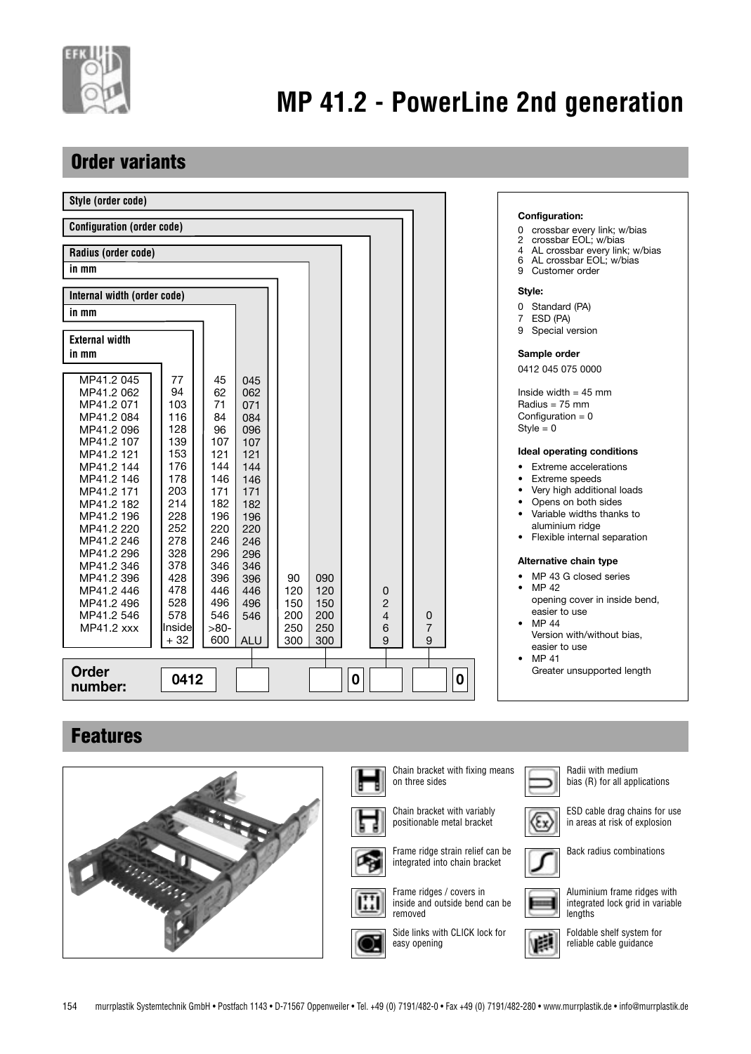# MP 41.2 - PowerLine 2nd generation

## Order variants

| Type | External width in mm | Internal width in mm | Internal width (order code) | Radius in mm | Radius (order code) | Configuration (order code) | Style (order code) |
|---|---|---|---|---|---|---|---|
| MP41.2 045 | 77 | 45 | 045 | 90 | 090 | 0 | 0 |
| MP41.2 062 | 94 | 62 | 062 | 120 | 120 | 2 | 7 |
| MP41.2 071 | 103 | 71 | 071 | 150 | 150 | 4 | 9 |
| MP41.2 084 | 116 | 84 | 084 | 200 | 200 | 6 | |
| MP41.2 096 | 128 | 96 | 096 | 250 | 250 | 9 | |
| MP41.2 107 | 139 | 107 | 107 | 300 | 300 | | |
| MP41.2 121 | 153 | 121 | 121 | | | | |
| MP41.2 144 | 176 | 144 | 144 | | | | |
| MP41.2 146 | 178 | 146 | 146 | | | | |
| MP41.2 171 | 203 | 171 | 171 | | | | |
| MP41.2 182 | 214 | 182 | 182 | | | | |
| MP41.2 196 | 228 | 196 | 196 | | | | |
| MP41.2 220 | 252 | 220 | 220 | | | | |
| MP41.2 246 | 278 | 246 | 246 | | | | |
| MP41.2 296 | 328 | 296 | 296 | | | | |
| MP41.2 346 | 378 | 346 | 346 | | | | |
| MP41.2 396 | 428 | 396 | 396 | | | | |
| MP41.2 446 | 478 | 446 | 446 | | | | |
| MP41.2 496 | 528 | 496 | 496 | | | | |
| MP41.2 546 | 578 | 546 | 546 | | | | |
| MP41.2 xxx | Inside + 32 | >80-600 | ALU | | | | |

**Order number:** 0412 [ ] [ ] 0 [ ] [ ] 0

**Configuration:**

- 0 crossbar every link; w/bias
- 2 crossbar EOL; w/bias
- 4 AL crossbar every link; w/bias
- 6 AL crossbar EOL; w/bias
- 9 Customer order

**Style:**

- 0 Standard (PA)
- 7 ESD (PA)
- 9 Special version

**Sample order**

0412 045 075 0000

Inside width = 45 mm
Radius = 75 mm
Configuration = 0
Style = 0

**Ideal operating conditions**

- Extreme accelerations
- Extreme speeds
- Very high additional loads
- Opens on both sides
- Variable widths thanks to aluminium ridge
- Flexible internal separation

**Alternative chain type**

- MP 43 G closed series
- MP 42 opening cover in inside bend, easier to use
- MP 44 Version with/without bias, easier to use
- MP 41 Greater unsupported length

## Features

- Chain bracket with fixing means on three sides
- Chain bracket with variably positionable metal bracket
- Frame ridge strain relief can be integrated into chain bracket
- Frame ridges / covers in inside and outside bend can be removed
- Side links with CLICK lock for easy opening
- Radii with medium bias (R) for all applications
- ESD cable drag chains for use in areas at risk of explosion
- Back radius combinations
- Aluminium frame ridges with integrated lock grid in variable lengths
- Foldable shelf system for reliable cable guidance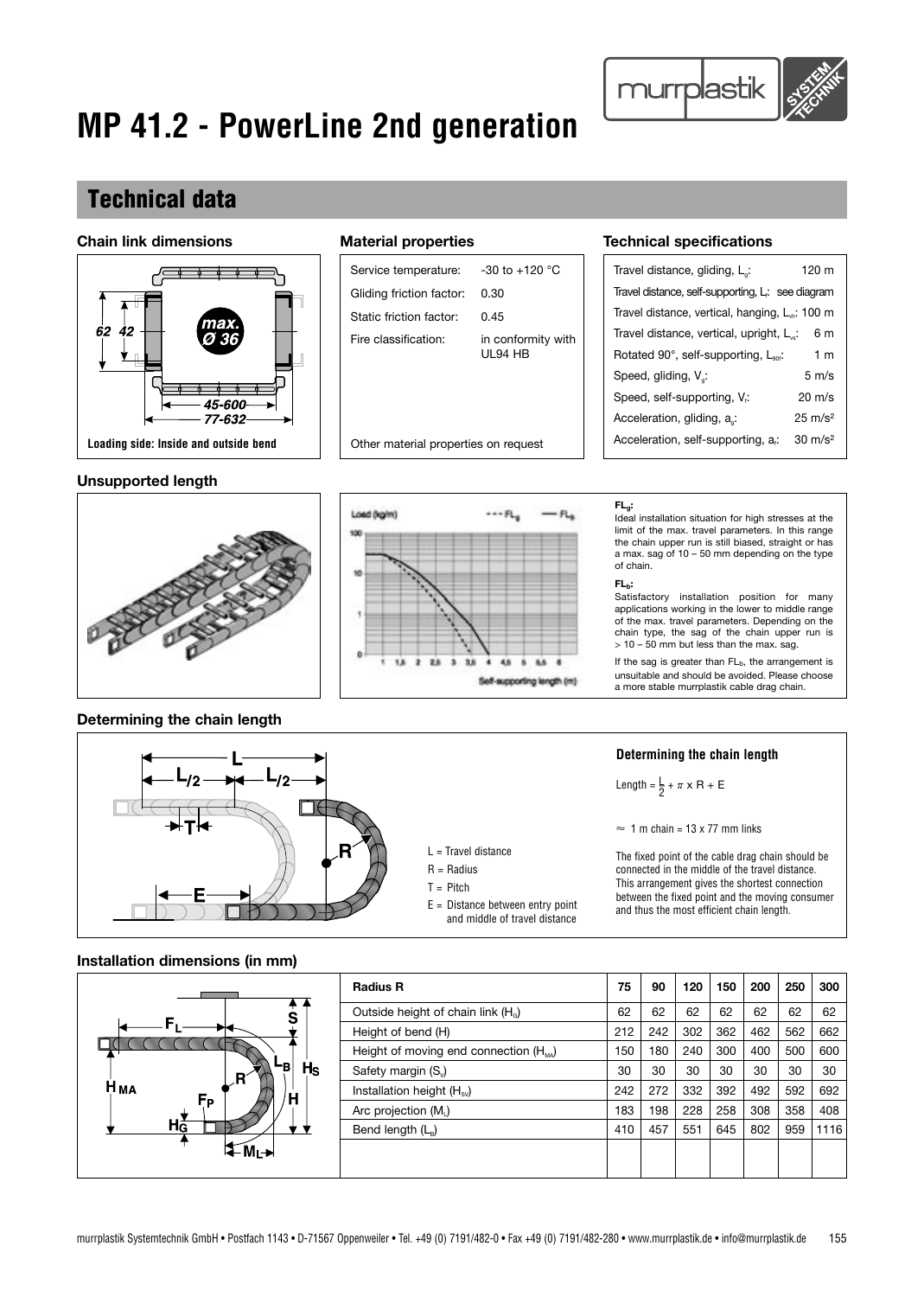# MP 41.2 - PowerLine 2nd generation

## Technical data

### Chain link dimensions

62 42

max. Ø 36

45-600

77-632

**Loading side: Inside and outside bend**

### Material properties

| | |
|---|---|
| Service temperature: | -30 to +120 °C |
| Gliding friction factor: | 0.30 |
| Static friction factor: | 0.45 |
| Fire classification: | in conformity with UL94 HB |

Other material properties on request

### Technical specifications

| | |
|---|---|
| Travel distance, gliding, $L_g$: | 120 m |
| Travel distance, self-supporting, $L_f$: | see diagram |
| Travel distance, vertical, hanging, $L_{vh}$: | 100 m |
| Travel distance, vertical, upright, $L_{vs}$: | 6 m |
| Rotated 90°, self-supporting, $L_{90f}$: | 1 m |
| Speed, gliding, $V_g$: | 5 m/s |
| Speed, self-supporting, $V_f$: | 20 m/s |
| Acceleration, gliding, $a_g$: | 25 m/s² |
| Acceleration, self-supporting, $a_f$: | 30 m/s² |

### Unsupported length

**$FL_g$:**
Ideal installation situation for high stresses at the limit of the max. travel parameters. In this range the chain upper run is still biased, straight or has a max. sag of 10 – 50 mm depending on the type of chain.

**$FL_b$:**
Satisfactory installation position for many applications working in the lower to middle range of the max. travel parameters. Depending on the chain type, the sag of the chain upper run is > 10 – 50 mm but less than the max. sag.

If the sag is greater than $FL_b$, the arrangement is unsuitable and should be avoided. Please choose a more stable murrplastik cable drag chain.

### Determining the chain length

L = Travel distance
R = Radius
T = Pitch
E = Distance between entry point and middle of travel distance

**Determining the chain length**

$$\text{Length} = \frac{L}{2} + \pi \times R + E$$

≈ 1 m chain = 13 x 77 mm links

The fixed point of the cable drag chain should be connected in the middle of the travel distance. This arrangement gives the shortest connection between the fixed point and the moving consumer and thus the most efficient chain length.

### Installation dimensions (in mm)

| Radius R | 75 | 90 | 120 | 150 | 200 | 250 | 300 |
|---|---|---|---|---|---|---|---|
| Outside height of chain link ($H_G$) | 62 | 62 | 62 | 62 | 62 | 62 | 62 |
| Height of bend (H) | 212 | 242 | 302 | 362 | 462 | 562 | 662 |
| Height of moving end connection ($H_{MA}$) | 150 | 180 | 240 | 300 | 400 | 500 | 600 |
| Safety margin ($S_i$) | 30 | 30 | 30 | 30 | 30 | 30 | 30 |
| Installation height ($H_{SV}$) | 242 | 272 | 332 | 392 | 492 | 592 | 692 |
| Arc projection ($M_L$) | 183 | 198 | 228 | 258 | 308 | 358 | 408 |
| Bend length ($L_B$) | 410 | 457 | 551 | 645 | 802 | 959 | 1116 |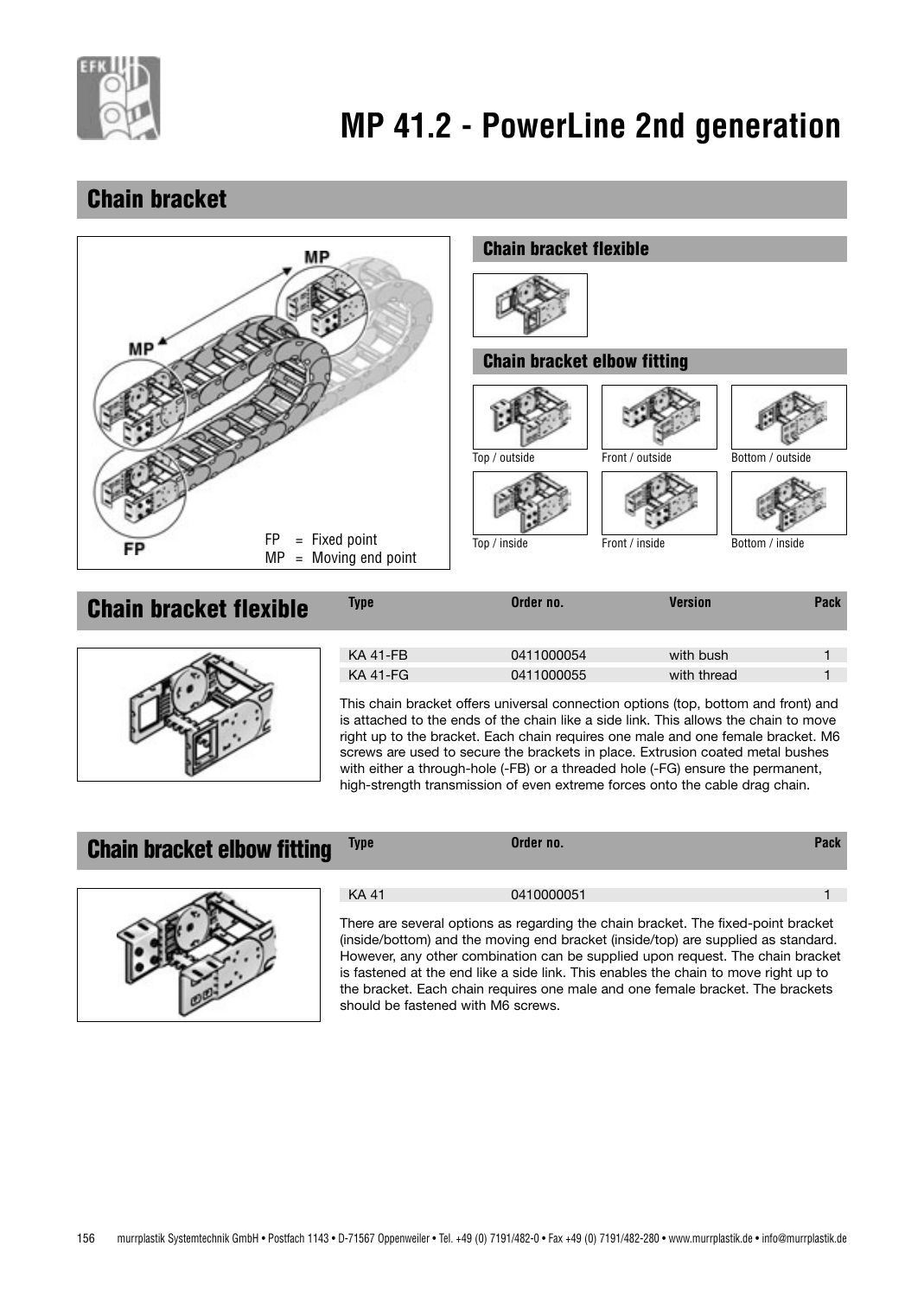# MP 41.2 - PowerLine 2nd generation

## Chain bracket

MP

MP

FP

FP = Fixed point
MP = Moving end point

### Chain bracket flexible

### Chain bracket elbow fitting

Top / outside | Front / outside | Bottom / outside

Top / inside | Front / inside | Bottom / inside

## Chain bracket flexible

| Type | Order no. | Version | Pack |
|---|---|---|---|
| KA 41-FB | 0411000054 | with bush | 1 |
| KA 41-FG | 0411000055 | with thread | 1 |

This chain bracket offers universal connection options (top, bottom and front) and is attached to the ends of the chain like a side link. This allows the chain to move right up to the bracket. Each chain requires one male and one female bracket. M6 screws are used to secure the brackets in place. Extrusion coated metal bushes with either a through-hole (-FB) or a threaded hole (-FG) ensure the permanent, high-strength transmission of even extreme forces onto the cable drag chain.

## Chain bracket elbow fitting

| Type | Order no. | Pack |
|---|---|---|
| KA 41 | 0410000051 | 1 |

There are several options as regarding the chain bracket. The fixed-point bracket (inside/bottom) and the moving end bracket (inside/top) are supplied as standard. However, any other combination can be supplied upon request. The chain bracket is fastened at the end like a side link. This enables the chain to move right up to the bracket. Each chain requires one male and one female bracket. The brackets should be fastened with M6 screws.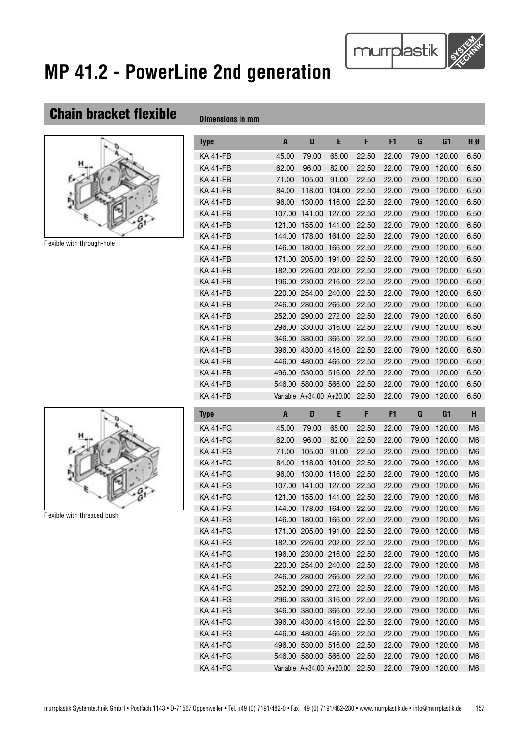# MP 41.2 - PowerLine 2nd generation

## Chain bracket flexible

Dimensions in mm

Flexible with through-hole

| Type | A | D | E | F | F1 | G | G1 | H Ø |
|---|---|---|---|---|---|---|---|---|
| KA 41-FB | 45.00 | 79.00 | 65.00 | 22.50 | 22.00 | 79.00 | 120.00 | 6.50 |
| KA 41-FB | 62.00 | 96.00 | 82.00 | 22.50 | 22.00 | 79.00 | 120.00 | 6.50 |
| KA 41-FB | 71.00 | 105.00 | 91.00 | 22.50 | 22.00 | 79.00 | 120.00 | 6.50 |
| KA 41-FB | 84.00 | 118.00 | 104.00 | 22.50 | 22.00 | 79.00 | 120.00 | 6.50 |
| KA 41-FB | 96.00 | 130.00 | 116.00 | 22.50 | 22.00 | 79.00 | 120.00 | 6.50 |
| KA 41-FB | 107.00 | 141.00 | 127.00 | 22.50 | 22.00 | 79.00 | 120.00 | 6.50 |
| KA 41-FB | 121.00 | 155.00 | 141.00 | 22.50 | 22.00 | 79.00 | 120.00 | 6.50 |
| KA 41-FB | 144.00 | 178.00 | 164.00 | 22.50 | 22.00 | 79.00 | 120.00 | 6.50 |
| KA 41-FB | 146.00 | 180.00 | 166.00 | 22.50 | 22.00 | 79.00 | 120.00 | 6.50 |
| KA 41-FB | 171.00 | 205.00 | 191.00 | 22.50 | 22.00 | 79.00 | 120.00 | 6.50 |
| KA 41-FB | 182.00 | 226.00 | 202.00 | 22.50 | 22.00 | 79.00 | 120.00 | 6.50 |
| KA 41-FB | 196.00 | 230.00 | 216.00 | 22.50 | 22.00 | 79.00 | 120.00 | 6.50 |
| KA 41-FB | 220.00 | 254.00 | 240.00 | 22.50 | 22.00 | 79.00 | 120.00 | 6.50 |
| KA 41-FB | 246.00 | 280.00 | 266.00 | 22.50 | 22.00 | 79.00 | 120.00 | 6.50 |
| KA 41-FB | 252.00 | 290.00 | 272.00 | 22.50 | 22.00 | 79.00 | 120.00 | 6.50 |
| KA 41-FB | 296.00 | 330.00 | 316.00 | 22.50 | 22.00 | 79.00 | 120.00 | 6.50 |
| KA 41-FB | 346.00 | 380.00 | 366.00 | 22.50 | 22.00 | 79.00 | 120.00 | 6.50 |
| KA 41-FB | 396.00 | 430.00 | 416.00 | 22.50 | 22.00 | 79.00 | 120.00 | 6.50 |
| KA 41-FB | 446.00 | 480.00 | 466.00 | 22.50 | 22.00 | 79.00 | 120.00 | 6.50 |
| KA 41-FB | 496.00 | 530.00 | 516.00 | 22.50 | 22.00 | 79.00 | 120.00 | 6.50 |
| KA 41-FB | 546.00 | 580.00 | 566.00 | 22.50 | 22.00 | 79.00 | 120.00 | 6.50 |
| KA 41-FB | Variable | A+34.00 | A+20.00 | 22.50 | 22.00 | 79.00 | 120.00 | 6.50 |

Flexible with threaded bush

| Type | A | D | E | F | F1 | G | G1 | H |
|---|---|---|---|---|---|---|---|---|
| KA 41-FG | 45.00 | 79.00 | 65.00 | 22.50 | 22.00 | 79.00 | 120.00 | M6 |
| KA 41-FG | 62.00 | 96.00 | 82.00 | 22.50 | 22.00 | 79.00 | 120.00 | M6 |
| KA 41-FG | 71.00 | 105.00 | 91.00 | 22.50 | 22.00 | 79.00 | 120.00 | M6 |
| KA 41-FG | 84.00 | 118.00 | 104.00 | 22.50 | 22.00 | 79.00 | 120.00 | M6 |
| KA 41-FG | 96.00 | 130.00 | 116.00 | 22.50 | 22.00 | 79.00 | 120.00 | M6 |
| KA 41-FG | 107.00 | 141.00 | 127.00 | 22.50 | 22.00 | 79.00 | 120.00 | M6 |
| KA 41-FG | 121.00 | 155.00 | 141.00 | 22.50 | 22.00 | 79.00 | 120.00 | M6 |
| KA 41-FG | 144.00 | 178.00 | 164.00 | 22.50 | 22.00 | 79.00 | 120.00 | M6 |
| KA 41-FG | 146.00 | 180.00 | 166.00 | 22.50 | 22.00 | 79.00 | 120.00 | M6 |
| KA 41-FG | 171.00 | 205.00 | 191.00 | 22.50 | 22.00 | 79.00 | 120.00 | M6 |
| KA 41-FG | 182.00 | 226.00 | 202.00 | 22.50 | 22.00 | 79.00 | 120.00 | M6 |
| KA 41-FG | 196.00 | 230.00 | 216.00 | 22.50 | 22.00 | 79.00 | 120.00 | M6 |
| KA 41-FG | 220.00 | 254.00 | 240.00 | 22.50 | 22.00 | 79.00 | 120.00 | M6 |
| KA 41-FG | 246.00 | 280.00 | 266.00 | 22.50 | 22.00 | 79.00 | 120.00 | M6 |
| KA 41-FG | 252.00 | 290.00 | 272.00 | 22.50 | 22.00 | 79.00 | 120.00 | M6 |
| KA 41-FG | 296.00 | 330.00 | 316.00 | 22.50 | 22.00 | 79.00 | 120.00 | M6 |
| KA 41-FG | 346.00 | 380.00 | 366.00 | 22.50 | 22.00 | 79.00 | 120.00 | M6 |
| KA 41-FG | 396.00 | 430.00 | 416.00 | 22.50 | 22.00 | 79.00 | 120.00 | M6 |
| KA 41-FG | 446.00 | 480.00 | 466.00 | 22.50 | 22.00 | 79.00 | 120.00 | M6 |
| KA 41-FG | 496.00 | 530.00 | 516.00 | 22.50 | 22.00 | 79.00 | 120.00 | M6 |
| KA 41-FG | 546.00 | 580.00 | 566.00 | 22.50 | 22.00 | 79.00 | 120.00 | M6 |
| KA 41-FG | Variable | A+34.00 | A+20.00 | 22.50 | 22.00 | 79.00 | 120.00 | M6 |

murrplastik Systemtechnik GmbH • Postfach 1143 • D-71567 Oppenweiler • Tel. +49 (0) 7191/482-0 • Fax +49 (0) 7191/482-280 • www.murrplastik.de • info@murrplastik.de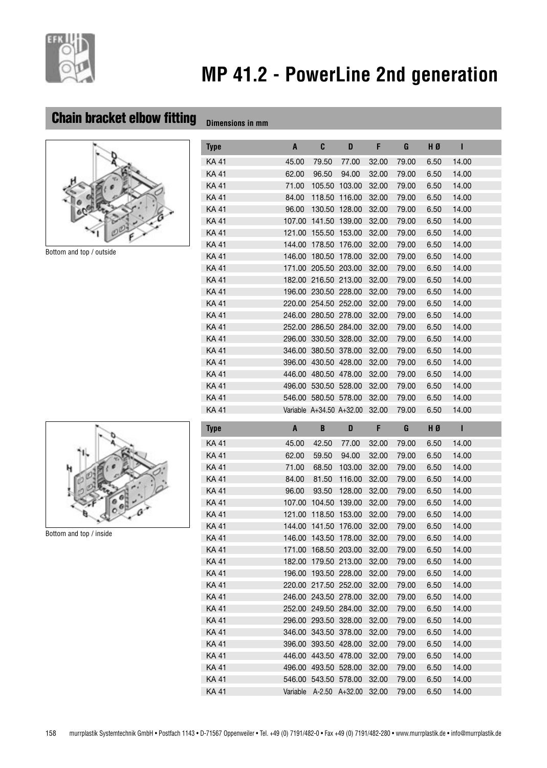# MP 41.2 - PowerLine 2nd generation

## Chain bracket elbow fitting

Dimensions in mm

Bottom and top / outside

| Type | A | C | D | F | G | H Ø | I |
|---|---|---|---|---|---|---|---|
| KA 41 | 45.00 | 79.50 | 77.00 | 32.00 | 79.00 | 6.50 | 14.00 |
| KA 41 | 62.00 | 96.50 | 94.00 | 32.00 | 79.00 | 6.50 | 14.00 |
| KA 41 | 71.00 | 105.50 | 103.00 | 32.00 | 79.00 | 6.50 | 14.00 |
| KA 41 | 84.00 | 118.50 | 116.00 | 32.00 | 79.00 | 6.50 | 14.00 |
| KA 41 | 96.00 | 130.50 | 128.00 | 32.00 | 79.00 | 6.50 | 14.00 |
| KA 41 | 107.00 | 141.50 | 139.00 | 32.00 | 79.00 | 6.50 | 14.00 |
| KA 41 | 121.00 | 155.50 | 153.00 | 32.00 | 79.00 | 6.50 | 14.00 |
| KA 41 | 144.00 | 178.50 | 176.00 | 32.00 | 79.00 | 6.50 | 14.00 |
| KA 41 | 146.00 | 180.50 | 178.00 | 32.00 | 79.00 | 6.50 | 14.00 |
| KA 41 | 171.00 | 205.50 | 203.00 | 32.00 | 79.00 | 6.50 | 14.00 |
| KA 41 | 182.00 | 216.50 | 213.00 | 32.00 | 79.00 | 6.50 | 14.00 |
| KA 41 | 196.00 | 230.50 | 228.00 | 32.00 | 79.00 | 6.50 | 14.00 |
| KA 41 | 220.00 | 254.50 | 252.00 | 32.00 | 79.00 | 6.50 | 14.00 |
| KA 41 | 246.00 | 280.50 | 278.00 | 32.00 | 79.00 | 6.50 | 14.00 |
| KA 41 | 252.00 | 286.50 | 284.00 | 32.00 | 79.00 | 6.50 | 14.00 |
| KA 41 | 296.00 | 330.50 | 328.00 | 32.00 | 79.00 | 6.50 | 14.00 |
| KA 41 | 346.00 | 380.50 | 378.00 | 32.00 | 79.00 | 6.50 | 14.00 |
| KA 41 | 396.00 | 430.50 | 428.00 | 32.00 | 79.00 | 6.50 | 14.00 |
| KA 41 | 446.00 | 480.50 | 478.00 | 32.00 | 79.00 | 6.50 | 14.00 |
| KA 41 | 496.00 | 530.50 | 528.00 | 32.00 | 79.00 | 6.50 | 14.00 |
| KA 41 | 546.00 | 580.50 | 578.00 | 32.00 | 79.00 | 6.50 | 14.00 |
| KA 41 | Variable | A+34.50 | A+32.00 | 32.00 | 79.00 | 6.50 | 14.00 |

Bottom and top / inside

| Type | A | B | D | F | G | H Ø | I |
|---|---|---|---|---|---|---|---|
| KA 41 | 45.00 | 42.50 | 77.00 | 32.00 | 79.00 | 6.50 | 14.00 |
| KA 41 | 62.00 | 59.50 | 94.00 | 32.00 | 79.00 | 6.50 | 14.00 |
| KA 41 | 71.00 | 68.50 | 103.00 | 32.00 | 79.00 | 6.50 | 14.00 |
| KA 41 | 84.00 | 81.50 | 116.00 | 32.00 | 79.00 | 6.50 | 14.00 |
| KA 41 | 96.00 | 93.50 | 128.00 | 32.00 | 79.00 | 6.50 | 14.00 |
| KA 41 | 107.00 | 104.50 | 139.00 | 32.00 | 79.00 | 6.50 | 14.00 |
| KA 41 | 121.00 | 118.50 | 153.00 | 32.00 | 79.00 | 6.50 | 14.00 |
| KA 41 | 144.00 | 141.50 | 176.00 | 32.00 | 79.00 | 6.50 | 14.00 |
| KA 41 | 146.00 | 143.50 | 178.00 | 32.00 | 79.00 | 6.50 | 14.00 |
| KA 41 | 171.00 | 168.50 | 203.00 | 32.00 | 79.00 | 6.50 | 14.00 |
| KA 41 | 182.00 | 179.50 | 213.00 | 32.00 | 79.00 | 6.50 | 14.00 |
| KA 41 | 196.00 | 193.50 | 228.00 | 32.00 | 79.00 | 6.50 | 14.00 |
| KA 41 | 220.00 | 217.50 | 252.00 | 32.00 | 79.00 | 6.50 | 14.00 |
| KA 41 | 246.00 | 243.50 | 278.00 | 32.00 | 79.00 | 6.50 | 14.00 |
| KA 41 | 252.00 | 249.50 | 284.00 | 32.00 | 79.00 | 6.50 | 14.00 |
| KA 41 | 296.00 | 293.50 | 328.00 | 32.00 | 79.00 | 6.50 | 14.00 |
| KA 41 | 346.00 | 343.50 | 378.00 | 32.00 | 79.00 | 6.50 | 14.00 |
| KA 41 | 396.00 | 393.50 | 428.00 | 32.00 | 79.00 | 6.50 | 14.00 |
| KA 41 | 446.00 | 443.50 | 478.00 | 32.00 | 79.00 | 6.50 | 14.00 |
| KA 41 | 496.00 | 493.50 | 528.00 | 32.00 | 79.00 | 6.50 | 14.00 |
| KA 41 | 546.00 | 543.50 | 578.00 | 32.00 | 79.00 | 6.50 | 14.00 |
| KA 41 | Variable | A-2.50 | A+32.00 | 32.00 | 79.00 | 6.50 | 14.00 |

murrplastik Systemtechnik GmbH • Postfach 1143 • D-71567 Oppenweiler • Tel. +49 (0) 7191/482-0 • Fax +49 (0) 7191/482-280 • www.murrplastik.de • info@murrplastik.de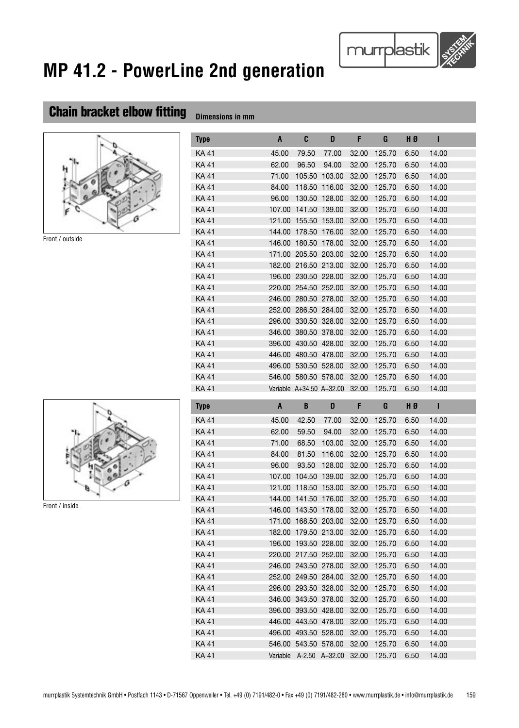# MP 41.2 - PowerLine 2nd generation

## Chain bracket elbow fitting

Dimensions in mm

Front / outside

| Type | A | C | D | F | G | H Ø | I |
|---|---|---|---|---|---|---|---|
| KA 41 | 45.00 | 79.50 | 77.00 | 32.00 | 125.70 | 6.50 | 14.00 |
| KA 41 | 62.00 | 96.50 | 94.00 | 32.00 | 125.70 | 6.50 | 14.00 |
| KA 41 | 71.00 | 105.50 | 103.00 | 32.00 | 125.70 | 6.50 | 14.00 |
| KA 41 | 84.00 | 118.50 | 116.00 | 32.00 | 125.70 | 6.50 | 14.00 |
| KA 41 | 96.00 | 130.50 | 128.00 | 32.00 | 125.70 | 6.50 | 14.00 |
| KA 41 | 107.00 | 141.50 | 139.00 | 32.00 | 125.70 | 6.50 | 14.00 |
| KA 41 | 121.00 | 155.50 | 153.00 | 32.00 | 125.70 | 6.50 | 14.00 |
| KA 41 | 144.00 | 178.50 | 176.00 | 32.00 | 125.70 | 6.50 | 14.00 |
| KA 41 | 146.00 | 180.50 | 178.00 | 32.00 | 125.70 | 6.50 | 14.00 |
| KA 41 | 171.00 | 205.50 | 203.00 | 32.00 | 125.70 | 6.50 | 14.00 |
| KA 41 | 182.00 | 216.50 | 213.00 | 32.00 | 125.70 | 6.50 | 14.00 |
| KA 41 | 196.00 | 230.50 | 228.00 | 32.00 | 125.70 | 6.50 | 14.00 |
| KA 41 | 220.00 | 254.50 | 252.00 | 32.00 | 125.70 | 6.50 | 14.00 |
| KA 41 | 246.00 | 280.50 | 278.00 | 32.00 | 125.70 | 6.50 | 14.00 |
| KA 41 | 252.00 | 286.50 | 284.00 | 32.00 | 125.70 | 6.50 | 14.00 |
| KA 41 | 296.00 | 330.50 | 328.00 | 32.00 | 125.70 | 6.50 | 14.00 |
| KA 41 | 346.00 | 380.50 | 378.00 | 32.00 | 125.70 | 6.50 | 14.00 |
| KA 41 | 396.00 | 430.50 | 428.00 | 32.00 | 125.70 | 6.50 | 14.00 |
| KA 41 | 446.00 | 480.50 | 478.00 | 32.00 | 125.70 | 6.50 | 14.00 |
| KA 41 | 496.00 | 530.50 | 528.00 | 32.00 | 125.70 | 6.50 | 14.00 |
| KA 41 | 546.00 | 580.50 | 578.00 | 32.00 | 125.70 | 6.50 | 14.00 |
| KA 41 | Variable | A+34.50 | A+32.00 | 32.00 | 125.70 | 6.50 | 14.00 |

Front / inside

| Type | A | B | D | F | G | H Ø | I |
|---|---|---|---|---|---|---|---|
| KA 41 | 45.00 | 42.50 | 77.00 | 32.00 | 125.70 | 6.50 | 14.00 |
| KA 41 | 62.00 | 59.50 | 94.00 | 32.00 | 125.70 | 6.50 | 14.00 |
| KA 41 | 71.00 | 68.50 | 103.00 | 32.00 | 125.70 | 6.50 | 14.00 |
| KA 41 | 84.00 | 81.50 | 116.00 | 32.00 | 125.70 | 6.50 | 14.00 |
| KA 41 | 96.00 | 93.50 | 128.00 | 32.00 | 125.70 | 6.50 | 14.00 |
| KA 41 | 107.00 | 104.50 | 139.00 | 32.00 | 125.70 | 6.50 | 14.00 |
| KA 41 | 121.00 | 118.50 | 153.00 | 32.00 | 125.70 | 6.50 | 14.00 |
| KA 41 | 144.00 | 141.50 | 176.00 | 32.00 | 125.70 | 6.50 | 14.00 |
| KA 41 | 146.00 | 143.50 | 178.00 | 32.00 | 125.70 | 6.50 | 14.00 |
| KA 41 | 171.00 | 168.50 | 203.00 | 32.00 | 125.70 | 6.50 | 14.00 |
| KA 41 | 182.00 | 179.50 | 213.00 | 32.00 | 125.70 | 6.50 | 14.00 |
| KA 41 | 196.00 | 193.50 | 228.00 | 32.00 | 125.70 | 6.50 | 14.00 |
| KA 41 | 220.00 | 217.50 | 252.00 | 32.00 | 125.70 | 6.50 | 14.00 |
| KA 41 | 246.00 | 243.50 | 278.00 | 32.00 | 125.70 | 6.50 | 14.00 |
| KA 41 | 252.00 | 249.50 | 284.00 | 32.00 | 125.70 | 6.50 | 14.00 |
| KA 41 | 296.00 | 293.50 | 328.00 | 32.00 | 125.70 | 6.50 | 14.00 |
| KA 41 | 346.00 | 343.50 | 378.00 | 32.00 | 125.70 | 6.50 | 14.00 |
| KA 41 | 396.00 | 393.50 | 428.00 | 32.00 | 125.70 | 6.50 | 14.00 |
| KA 41 | 446.00 | 443.50 | 478.00 | 32.00 | 125.70 | 6.50 | 14.00 |
| KA 41 | 496.00 | 493.50 | 528.00 | 32.00 | 125.70 | 6.50 | 14.00 |
| KA 41 | 546.00 | 543.50 | 578.00 | 32.00 | 125.70 | 6.50 | 14.00 |
| KA 41 | Variable | A-2.50 | A+32.00 | 32.00 | 125.70 | 6.50 | 14.00 |

murrplastik Systemtechnik GmbH • Postfach 1143 • D-71567 Oppenweiler • Tel. +49 (0) 7191/482-0 • Fax +49 (0) 7191/482-280 • www.murrplastik.de • info@murrplastik.de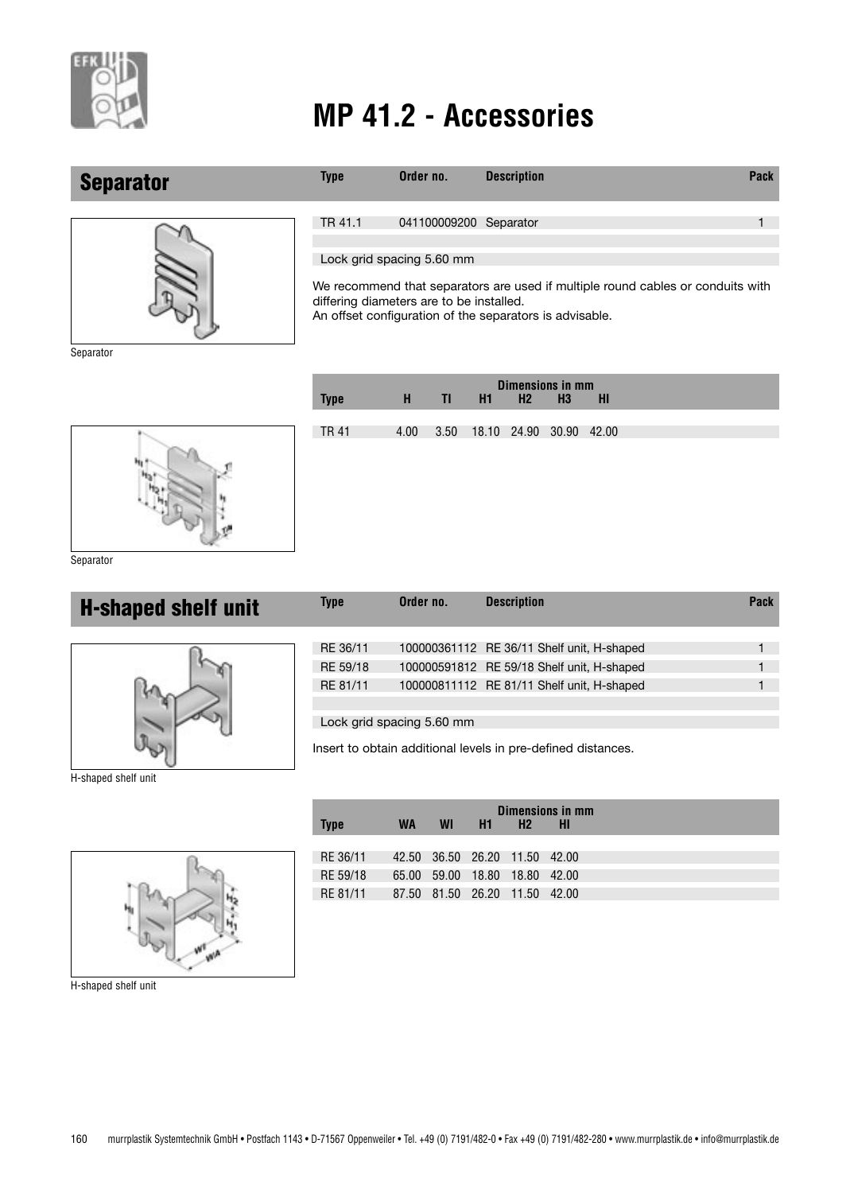# MP 41.2 - Accessories

## Separator

| Type | Order no. | Description | Pack |
|---|---|---|---|
| TR 41.1 | 041100009200 | Separator | 1 |

Lock grid spacing 5.60 mm

We recommend that separators are used if multiple round cables or conduits with differing diameters are to be installed.
An offset configuration of the separators is advisable.

Separator

| Type | H | TI | H1 | H2 | H3 | HI |
|---|---|---|---|---|---|---|
| | Dimensions in mm | | | | | |
| TR 41 | 4.00 | 3.50 | 18.10 | 24.90 | 30.90 | 42.00 |

Separator

## H-shaped shelf unit

| Type | Order no. | Description | Pack |
|---|---|---|---|
| RE 36/11 | 100000361112 | RE 36/11 Shelf unit, H-shaped | 1 |
| RE 59/18 | 100000591812 | RE 59/18 Shelf unit, H-shaped | 1 |
| RE 81/11 | 100000811112 | RE 81/11 Shelf unit, H-shaped | 1 |

Lock grid spacing 5.60 mm

Insert to obtain additional levels in pre-defined distances.

H-shaped shelf unit

| Type | WA | WI | H1 | H2 | HI |
|---|---|---|---|---|---|
| | Dimensions in mm | | | | |
| RE 36/11 | 42.50 | 36.50 | 26.20 | 11.50 | 42.00 |
| RE 59/18 | 65.00 | 59.00 | 18.80 | 18.80 | 42.00 |
| RE 81/11 | 87.50 | 81.50 | 26.20 | 11.50 | 42.00 |

H-shaped shelf unit

murrplastik Systemtechnik GmbH • Postfach 1143 • D-71567 Oppenweiler • Tel. +49 (0) 7191/482-0 • Fax +49 (0) 7191/482-280 • www.murrplastik.de • info@murrplastik.de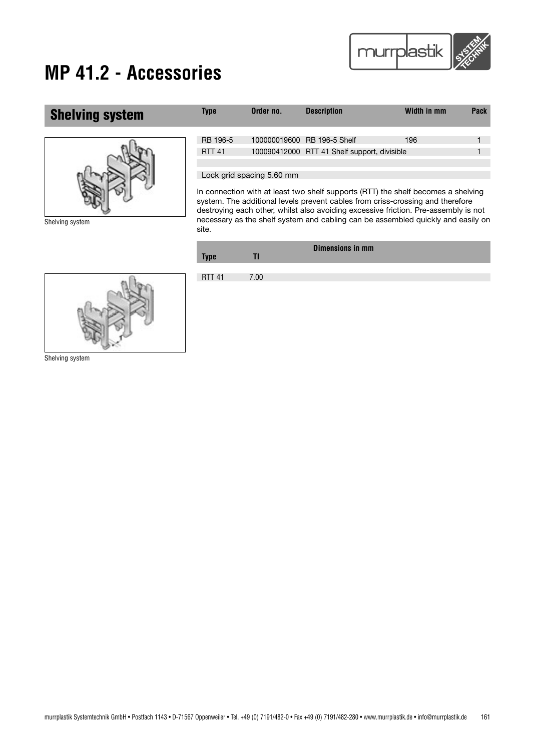# MP 41.2 - Accessories

## Shelving system

| Type | Order no. | Description | Width in mm | Pack |
|---|---|---|---|---|
| RB 196-5 | 100000019600 | RB 196-5 Shelf | 196 | 1 |
| RTT 41 | 100090412000 | RTT 41 Shelf support, divisible | | 1 |

Lock grid spacing 5.60 mm

In connection with at least two shelf supports (RTT) the shelf becomes a shelving system. The additional levels prevent cables from criss-crossing and therefore destroying each other, whilst also avoiding excessive friction. Pre-assembly is not necessary as the shelf system and cabling can be assembled quickly and easily on site.

Shelving system

| | Dimensions in mm |
|---|---|
| Type | Tl |
| RTT 41 | 7.00 |

Shelving system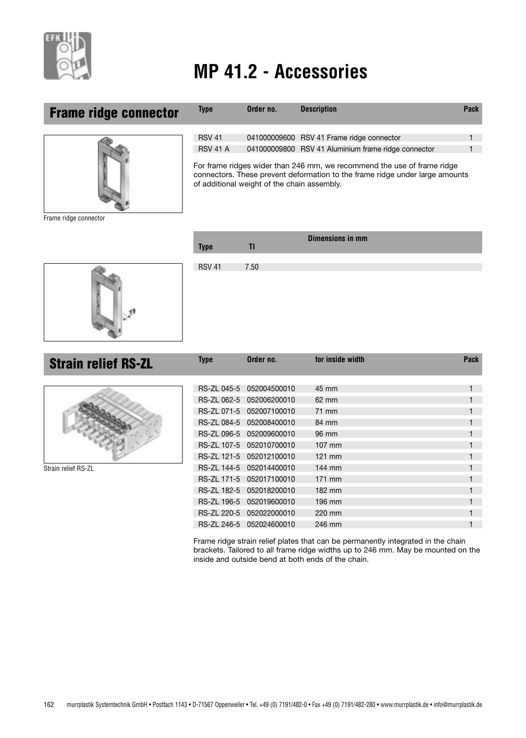# MP 41.2 - Accessories

## Frame ridge connector

| Type | Order no. | Description | Pack |
|---|---|---|---|
| RSV 41 | 041000009600 | RSV 41 Frame ridge connector | 1 |
| RSV 41 A | 041000009800 | RSV 41 Aluminium frame ridge connector | 1 |

For frame ridges wider than 246 mm, we recommend the use of frame ridge connectors. These prevent deformation to the frame ridge under large amounts of additional weight of the chain assembly.

Frame ridge connector

| | Dimensions in mm |
|---|---|
| Type | Tl |
| RSV 41 | 7.50 |

## Strain relief RS-ZL

| Type | Order no. | for inside width | Pack |
|---|---|---|---|
| RS-ZL 045-5 | 052004500010 | 45 mm | 1 |
| RS-ZL 062-5 | 052006200010 | 62 mm | 1 |
| RS-ZL 071-5 | 052007100010 | 71 mm | 1 |
| RS-ZL 084-5 | 052008400010 | 84 mm | 1 |
| RS-ZL 096-5 | 052009600010 | 96 mm | 1 |
| RS-ZL 107-5 | 052010700010 | 107 mm | 1 |
| RS-ZL 121-5 | 052012100010 | 121 mm | 1 |
| RS-ZL 144-5 | 052014400010 | 144 mm | 1 |
| RS-ZL 171-5 | 052017100010 | 171 mm | 1 |
| RS-ZL 182-5 | 052018200010 | 182 mm | 1 |
| RS-ZL 196-5 | 052019600010 | 196 mm | 1 |
| RS-ZL 220-5 | 052022000010 | 220 mm | 1 |
| RS-ZL 246-5 | 052024600010 | 246 mm | 1 |

Strain relief RS-ZL

Frame ridge strain relief plates that can be permanently integrated in the chain brackets. Tailored to all frame ridge widths up to 246 mm. May be mounted on the inside and outside bend at both ends of the chain.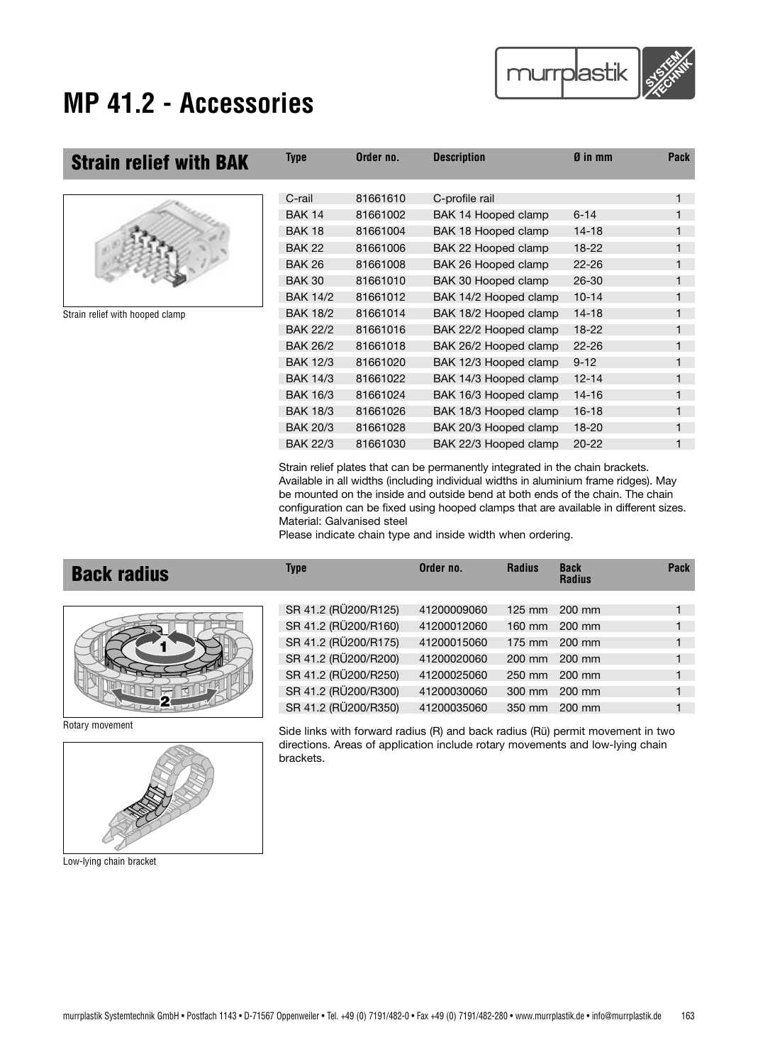# MP 41.2 - Accessories

## Strain relief with BAK

Strain relief with hooped clamp

| Type | Order no. | Description | Ø in mm | Pack |
|---|---|---|---|---|
| C-rail | 81661610 | C-profile rail | | 1 |
| BAK 14 | 81661002 | BAK 14 Hooped clamp | 6-14 | 1 |
| BAK 18 | 81661004 | BAK 18 Hooped clamp | 14-18 | 1 |
| BAK 22 | 81661006 | BAK 22 Hooped clamp | 18-22 | 1 |
| BAK 26 | 81661008 | BAK 26 Hooped clamp | 22-26 | 1 |
| BAK 30 | 81661010 | BAK 30 Hooped clamp | 26-30 | 1 |
| BAK 14/2 | 81661012 | BAK 14/2 Hooped clamp | 10-14 | 1 |
| BAK 18/2 | 81661014 | BAK 18/2 Hooped clamp | 14-18 | 1 |
| BAK 22/2 | 81661016 | BAK 22/2 Hooped clamp | 18-22 | 1 |
| BAK 26/2 | 81661018 | BAK 26/2 Hooped clamp | 22-26 | 1 |
| BAK 12/3 | 81661020 | BAK 12/3 Hooped clamp | 9-12 | 1 |
| BAK 14/3 | 81661022 | BAK 14/3 Hooped clamp | 12-14 | 1 |
| BAK 16/3 | 81661024 | BAK 16/3 Hooped clamp | 14-16 | 1 |
| BAK 18/3 | 81661026 | BAK 18/3 Hooped clamp | 16-18 | 1 |
| BAK 20/3 | 81661028 | BAK 20/3 Hooped clamp | 18-20 | 1 |
| BAK 22/3 | 81661030 | BAK 22/3 Hooped clamp | 20-22 | 1 |

Strain relief plates that can be permanently integrated in the chain brackets. Available in all widths (including individual widths in aluminium frame ridges). May be mounted on the inside and outside bend at both ends of the chain. The chain configuration can be fixed using hooped clamps that are available in different sizes.
Material: Galvanised steel
Please indicate chain type and inside width when ordering.

## Back radius

Rotary movement

Low-lying chain bracket

| Type | Order no. | Radius | Back Radius | Pack |
|---|---|---|---|---|
| SR 41.2 (RÜ200/R125) | 41200009060 | 125 mm | 200 mm | 1 |
| SR 41.2 (RÜ200/R160) | 41200012060 | 160 mm | 200 mm | 1 |
| SR 41.2 (RÜ200/R175) | 41200015060 | 175 mm | 200 mm | 1 |
| SR 41.2 (RÜ200/R200) | 41200020060 | 200 mm | 200 mm | 1 |
| SR 41.2 (RÜ200/R250) | 41200025060 | 250 mm | 200 mm | 1 |
| SR 41.2 (RÜ200/R300) | 41200030060 | 300 mm | 200 mm | 1 |
| SR 41.2 (RÜ200/R350) | 41200035060 | 350 mm | 200 mm | 1 |

Side links with forward radius (R) and back radius (Rü) permit movement in two directions. Areas of application include rotary movements and low-lying chain brackets.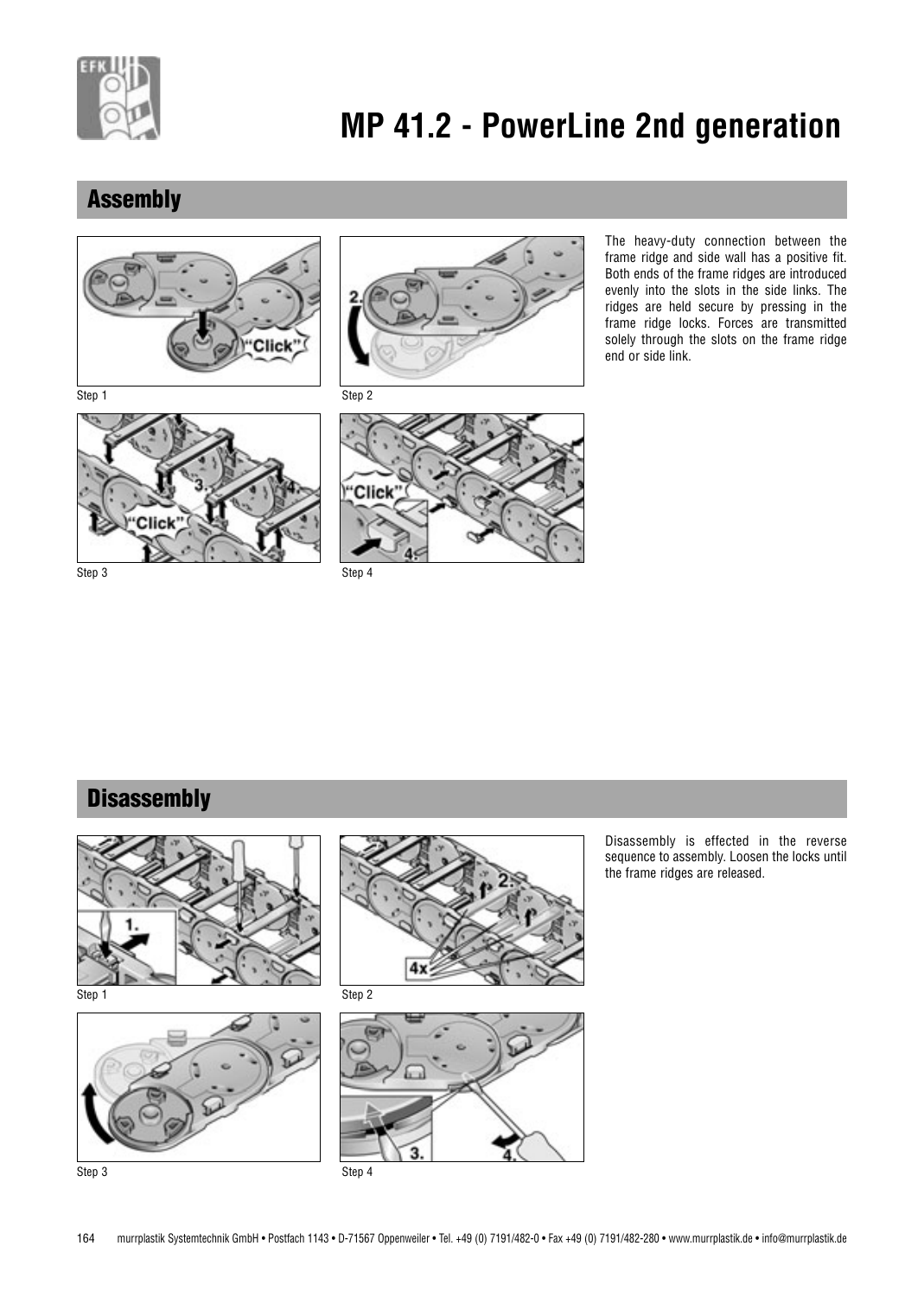# MP 41.2 - PowerLine 2nd generation

## Assembly

"Click"

Step 1

2.

Step 2

3.

4.

"Click"

Step 3

"Click"

4.

Step 4

The heavy-duty connection between the frame ridge and side wall has a positive fit. Both ends of the frame ridges are introduced evenly into the slots in the side links. The ridges are held secure by pressing in the frame ridge locks. Forces are transmitted solely through the slots on the frame ridge end or side link.

## Disassembly

1.

Step 1

2.

4x

Step 2

Step 3

3.

4.

Step 4

Disassembly is effected in the reverse sequence to assembly. Loosen the locks until the frame ridges are released.